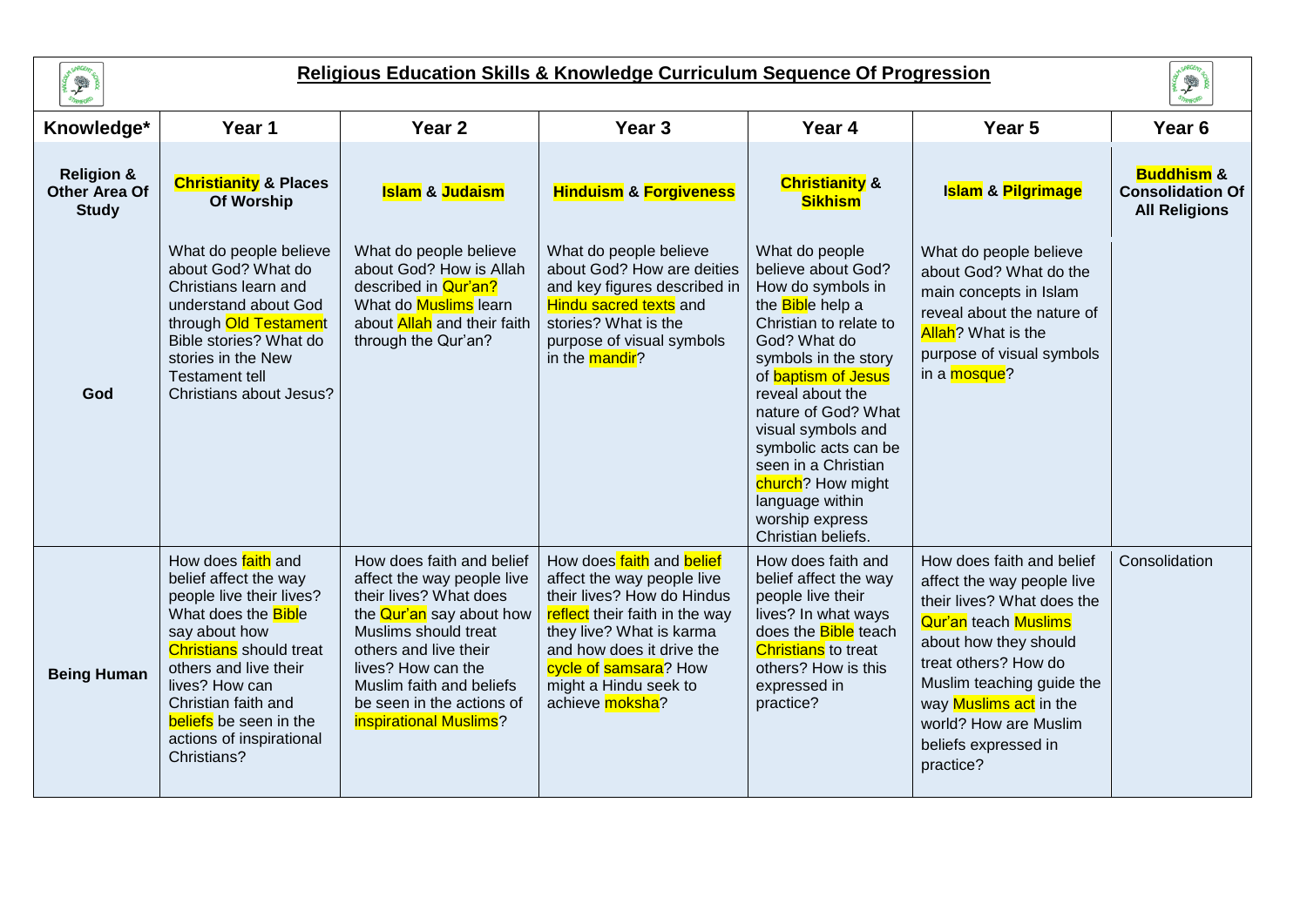# Religious Education Skills & Knowledge Curriculum Sequence Of Progression

| Knowledge* | Year 1 | Year 2 | Year 3 | Year 4 | Year 5 | Year 6 |
|---|---|---|---|---|---|---|
| **Religion & Other Area Of Study** | **Christianity & Places Of Worship** | **Islam & Judaism** | **Hinduism & Forgiveness** | **Christianity & Sikhism** | **Islam & Pilgrimage** | **Buddhism & Consolidation Of All Religions** |
| **God** | What do people believe about God? What do Christians learn and understand about God through Old Testament Bible stories? What do stories in the New Testament tell Christians about Jesus? | What do people believe about God? How is Allah described in Qur'an? What do Muslims learn about Allah and their faith through the Qur'an? | What do people believe about God? How are deities and key figures described in Hindu sacred texts and stories? What is the purpose of visual symbols in the mandir? | What do people believe about God? How do symbols in the Bible help a Christian to relate to God? What do symbols in the story of baptism of Jesus reveal about the nature of God? What visual symbols and symbolic acts can be seen in a Christian church? How might language within worship express Christian beliefs. | What do people believe about God? What do the main concepts in Islam reveal about the nature of Allah? What is the purpose of visual symbols in a mosque? | |
| **Being Human** | How does faith and belief affect the way people live their lives? What does the Bible say about how Christians should treat others and live their lives? How can Christian faith and beliefs be seen in the actions of inspirational Christians? | How does faith and belief affect the way people live their lives? What does the Qur'an say about how Muslims should treat others and live their lives? How can the Muslim faith and beliefs be seen in the actions of inspirational Muslims? | How does faith and belief affect the way people live their lives? How do Hindus reflect their faith in the way they live? What is karma and how does it drive the cycle of samsara? How might a Hindu seek to achieve moksha? | How does faith and belief affect the way people live their lives? In what ways does the Bible teach Christians to treat others? How is this expressed in practice? | How does faith and belief affect the way people live their lives? What does the Qur'an teach Muslims about how they should treat others? How do Muslim teaching guide the way Muslims act in the world? How are Muslim beliefs expressed in practice? | Consolidation |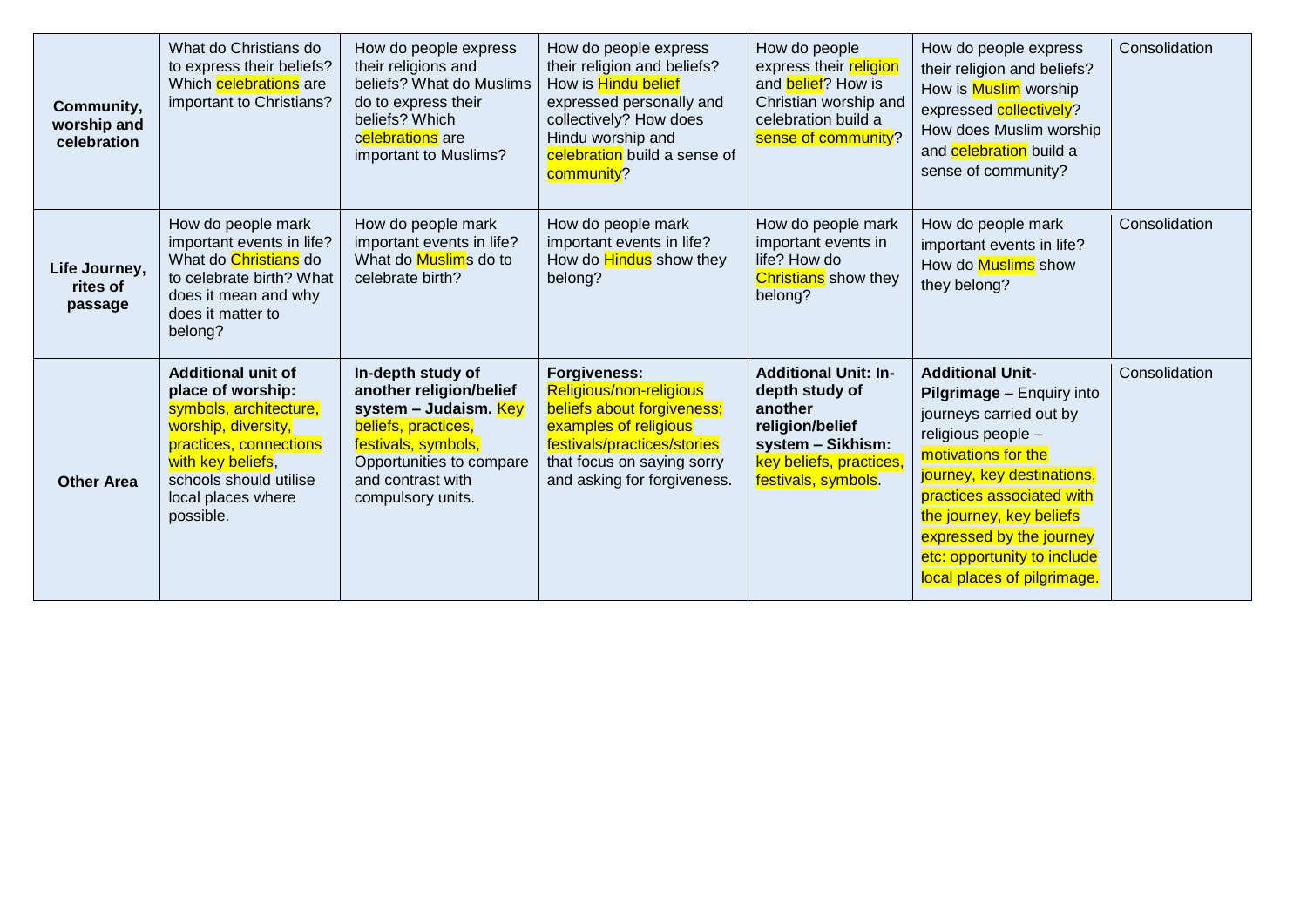| | | | | | | |
|---|---|---|---|---|---|---|
| **Community, worship and celebration** | What do Christians do to express their beliefs? Which celebrations are important to Christians? | How do people express their religions and beliefs? What do Muslims do to express their beliefs? Which celebrations are important to Muslims? | How do people express their religion and beliefs? How is Hindu belief expressed personally and collectively? How does Hindu worship and celebration build a sense of community? | How do people express their religion and belief? How is Christian worship and celebration build a sense of community? | How do people express their religion and beliefs? How is Muslim worship expressed collectively? How does Muslim worship and celebration build a sense of community? | Consolidation |
| **Life Journey, rites of passage** | How do people mark important events in life? What do Christians do to celebrate birth? What does it mean and why does it matter to belong? | How do people mark important events in life? What do Muslims do to celebrate birth? | How do people mark important events in life? How do Hindus show they belong? | How do people mark important events in life? How do Christians show they belong? | How do people mark important events in life? How do Muslims show they belong? | Consolidation |
| **Other Area** | **Additional unit of place of worship:** symbols, architecture, worship, diversity, practices, connections with key beliefs, schools should utilise local places where possible. | **In-depth study of another religion/belief system – Judaism.** Key beliefs, practices, festivals, symbols, Opportunities to compare and contrast with compulsory units. | **Forgiveness:** Religious/non-religious beliefs about forgiveness; examples of religious festivals/practices/stories that focus on saying sorry and asking for forgiveness. | **Additional Unit: In-depth study of another religion/belief system – Sikhism:** key beliefs, practices, festivals, symbols. | **Additional Unit- Pilgrimage** – Enquiry into journeys carried out by religious people – motivations for the journey, key destinations, practices associated with the journey, key beliefs expressed by the journey etc: opportunity to include local places of pilgrimage. | Consolidation |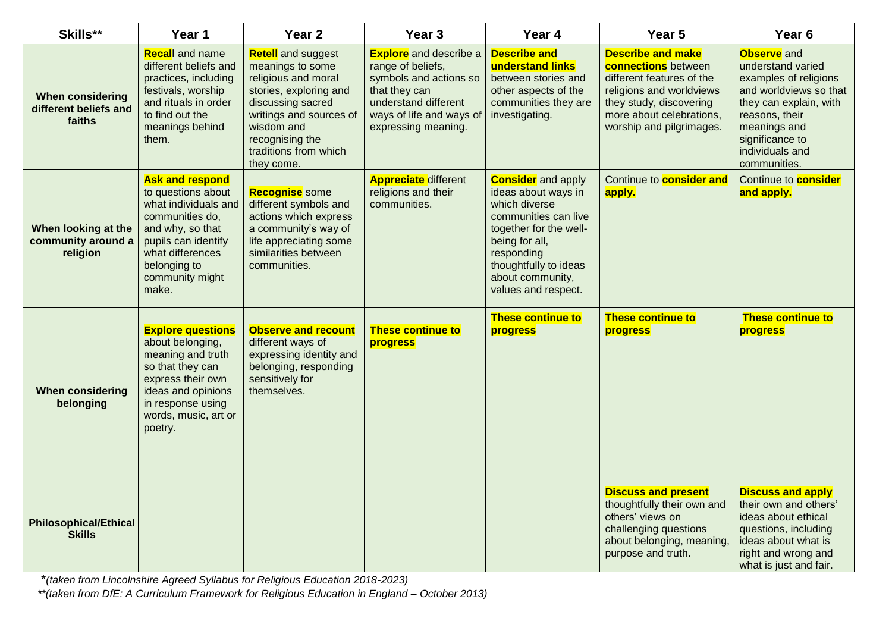| Skills** | Year 1 | Year 2 | Year 3 | Year 4 | Year 5 | Year 6 |
|---|---|---|---|---|---|---|
| **When considering different beliefs and faiths** | **Recall** and name different beliefs and practices, including festivals, worship and rituals in order to find out the meanings behind them. | **Retell** and suggest meanings to some religious and moral stories, exploring and discussing sacred writings and sources of wisdom and recognising the traditions from which they come. | **Explore** and describe a range of beliefs, symbols and actions so that they can understand different ways of life and ways of expressing meaning. | **Describe and understand links** between stories and other aspects of the communities they are investigating. | **Describe and make connections** between different features of the religions and worldviews they study, discovering more about celebrations, worship and pilgrimages. | **Observe** and understand varied examples of religions and worldviews so that they can explain, with reasons, their meanings and significance to individuals and communities. |
| **When looking at the community around a religion** | **Ask and respond** to questions about what individuals and communities do, and why, so that pupils can identify what differences belonging to community might make. | **Recognise** some different symbols and actions which express a community's way of life appreciating some similarities between communities. | **Appreciate** different religions and their communities. | **Consider** and apply ideas about ways in which diverse communities can live together for the well-being for all, responding thoughtfully to ideas about community, values and respect. | Continue to **consider and apply.** | Continue to **consider and apply.** |
| **When considering belonging** | **Explore questions** about belonging, meaning and truth so that they can express their own ideas and opinions in response using words, music, art or poetry. | **Observe and recount** different ways of expressing identity and belonging, responding sensitively for themselves. | **These continue to progress** | **These continue to progress** | **These continue to progress** | **These continue to progress** |
| **Philosophical/Ethical Skills** | | | | | **Discuss and present** thoughtfully their own and others' views on challenging questions about belonging, meaning, purpose and truth. | **Discuss and apply** their own and others' ideas about ethical questions, including ideas about what is right and wrong and what is just and fair. |

*(taken from Lincolnshire Agreed Syllabus for Religious Education 2018-2023)*

**(taken from DfE: A Curriculum Framework for Religious Education in England – October 2013)*